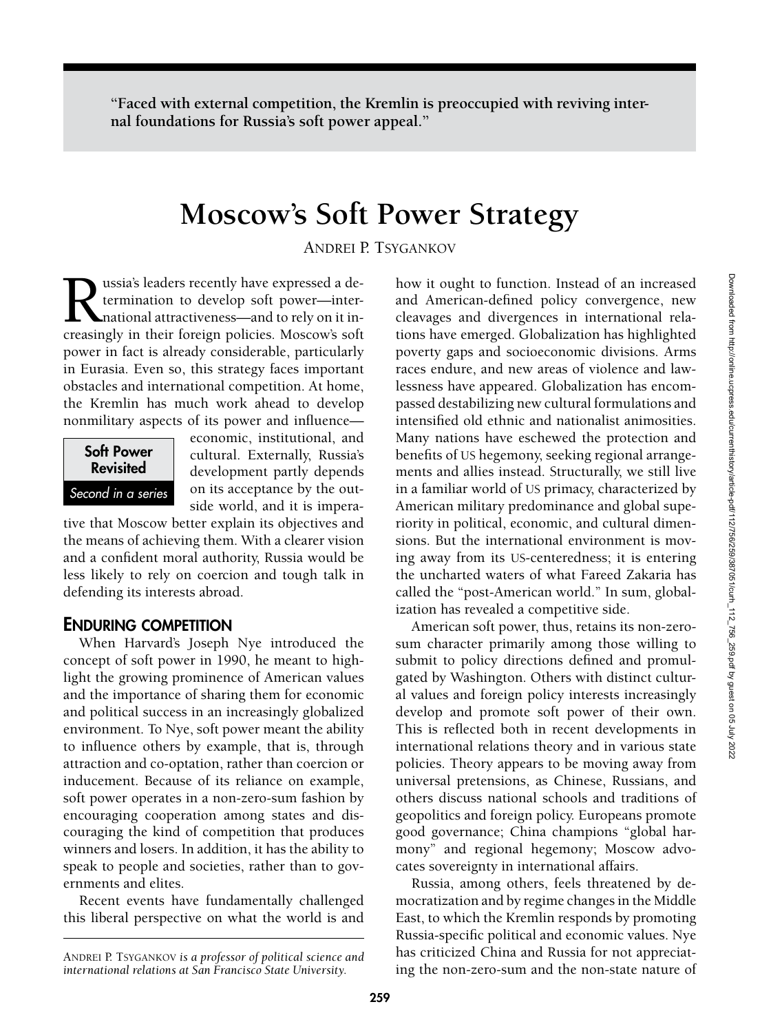"Faced with external competition, the Kremlin is preoccupied with reviving internal foundations for Russia's soft power appeal."

# Moscow's Soft Power Strategy

ANDREI P. TSYGANKOV

Soft Power Revisited

*Second in a series*

Russia's leaders recently have expressed a determination to develop soft power—international attractiveness—and to rely on it increasingly in their foreign policies. Moscow's soft power in fact is already considerable, particularly in Eurasia. Even so, this strategy faces important obstacles and international competition. At home, the Kremlin has much work ahead to develop nonmilitary aspects of its power and influence—economic, institutional, and cultural. Externally, Russia's development partly depends on its acceptance by the outside world, and it is imperative that Moscow better explain its objectives and the means of achieving them. With a clearer vision and a confident moral authority, Russia would be less likely to rely on coercion and tough talk in defending its interests abroad.

## ENDURING COMPETITION

When Harvard's Joseph Nye introduced the concept of soft power in 1990, he meant to highlight the growing prominence of American values and the importance of sharing them for economic and political success in an increasingly globalized environment. To Nye, soft power meant the ability to influence others by example, that is, through attraction and co-optation, rather than coercion or inducement. Because of its reliance on example, soft power operates in a non-zero-sum fashion by encouraging cooperation among states and discouraging the kind of competition that produces winners and losers. In addition, it has the ability to speak to people and societies, rather than to governments and elites.

Recent events have fundamentally challenged this liberal perspective on what the world is and how it ought to function. Instead of an increased and American-defined policy convergence, new cleavages and divergences in international relations have emerged. Globalization has highlighted poverty gaps and socioeconomic divisions. Arms races endure, and new areas of violence and lawlessness have appeared. Globalization has encompassed destabilizing new cultural formulations and intensified old ethnic and nationalist animosities. Many nations have eschewed the protection and benefits of US hegemony, seeking regional arrangements and allies instead. Structurally, we still live in a familiar world of US primacy, characterized by American military predominance and global superiority in political, economic, and cultural dimensions. But the international environment is moving away from its US-centeredness; it is entering the uncharted waters of what Fareed Zakaria has called the "post-American world." In sum, globalization has revealed a competitive side.

American soft power, thus, retains its non-zero-sum character primarily among those willing to submit to policy directions defined and promulgated by Washington. Others with distinct cultural values and foreign policy interests increasingly develop and promote soft power of their own. This is reflected both in recent developments in international relations theory and in various state policies. Theory appears to be moving away from universal pretensions, as Chinese, Russians, and others discuss national schools and traditions of geopolitics and foreign policy. Europeans promote good governance; China champions "global harmony" and regional hegemony; Moscow advocates sovereignty in international affairs.

Russia, among others, feels threatened by democratization and by regime changes in the Middle East, to which the Kremlin responds by promoting Russia-specific political and economic values. Nye has criticized China and Russia for not appreciating the non-zero-sum and the non-state nature of

---

ANDREI P. TSYGANKOV *is a professor of political science and international relations at San Francisco State University.*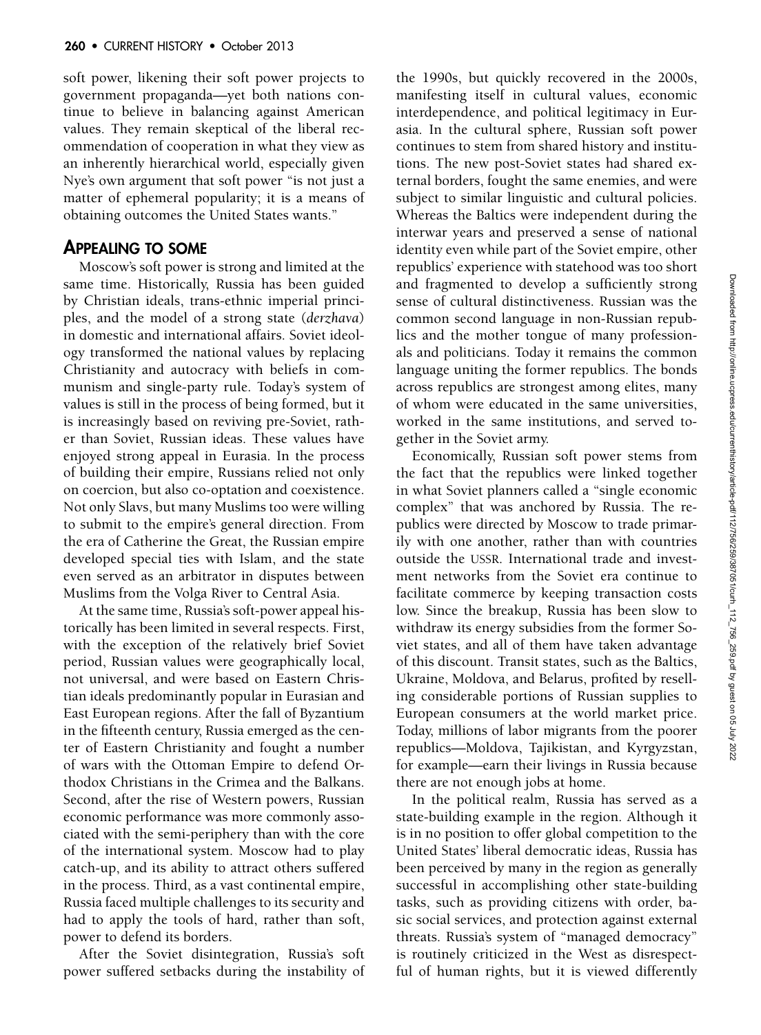soft power, likening their soft power projects to government propaganda—yet both nations continue to believe in balancing against American values. They remain skeptical of the liberal recommendation of cooperation in what they view as an inherently hierarchical world, especially given Nye's own argument that soft power "is not just a matter of ephemeral popularity; it is a means of obtaining outcomes the United States wants."

## APPEALING TO SOME

Moscow's soft power is strong and limited at the same time. Historically, Russia has been guided by Christian ideals, trans-ethnic imperial principles, and the model of a strong state (*derzhava*) in domestic and international affairs. Soviet ideology transformed the national values by replacing Christianity and autocracy with beliefs in communism and single-party rule. Today's system of values is still in the process of being formed, but it is increasingly based on reviving pre-Soviet, rather than Soviet, Russian ideas. These values have enjoyed strong appeal in Eurasia. In the process of building their empire, Russians relied not only on coercion, but also co-optation and coexistence. Not only Slavs, but many Muslims too were willing to submit to the empire's general direction. From the era of Catherine the Great, the Russian empire developed special ties with Islam, and the state even served as an arbitrator in disputes between Muslims from the Volga River to Central Asia.

At the same time, Russia's soft-power appeal historically has been limited in several respects. First, with the exception of the relatively brief Soviet period, Russian values were geographically local, not universal, and were based on Eastern Christian ideals predominantly popular in Eurasian and East European regions. After the fall of Byzantium in the fifteenth century, Russia emerged as the center of Eastern Christianity and fought a number of wars with the Ottoman Empire to defend Orthodox Christians in the Crimea and the Balkans. Second, after the rise of Western powers, Russian economic performance was more commonly associated with the semi-periphery than with the core of the international system. Moscow had to play catch-up, and its ability to attract others suffered in the process. Third, as a vast continental empire, Russia faced multiple challenges to its security and had to apply the tools of hard, rather than soft, power to defend its borders.

After the Soviet disintegration, Russia's soft power suffered setbacks during the instability of the 1990s, but quickly recovered in the 2000s, manifesting itself in cultural values, economic interdependence, and political legitimacy in Eurasia. In the cultural sphere, Russian soft power continues to stem from shared history and institutions. The new post-Soviet states had shared external borders, fought the same enemies, and were subject to similar linguistic and cultural policies. Whereas the Baltics were independent during the interwar years and preserved a sense of national identity even while part of the Soviet empire, other republics' experience with statehood was too short and fragmented to develop a sufficiently strong sense of cultural distinctiveness. Russian was the common second language in non-Russian republics and the mother tongue of many professionals and politicians. Today it remains the common language uniting the former republics. The bonds across republics are strongest among elites, many of whom were educated in the same universities, worked in the same institutions, and served together in the Soviet army.

Economically, Russian soft power stems from the fact that the republics were linked together in what Soviet planners called a "single economic complex" that was anchored by Russia. The republics were directed by Moscow to trade primarily with one another, rather than with countries outside the USSR. International trade and investment networks from the Soviet era continue to facilitate commerce by keeping transaction costs low. Since the breakup, Russia has been slow to withdraw its energy subsidies from the former Soviet states, and all of them have taken advantage of this discount. Transit states, such as the Baltics, Ukraine, Moldova, and Belarus, profited by reselling considerable portions of Russian supplies to European consumers at the world market price. Today, millions of labor migrants from the poorer republics—Moldova, Tajikistan, and Kyrgyzstan, for example—earn their livings in Russia because there are not enough jobs at home.

In the political realm, Russia has served as a state-building example in the region. Although it is in no position to offer global competition to the United States' liberal democratic ideas, Russia has been perceived by many in the region as generally successful in accomplishing other state-building tasks, such as providing citizens with order, basic social services, and protection against external threats. Russia's system of "managed democracy" is routinely criticized in the West as disrespectful of human rights, but it is viewed differently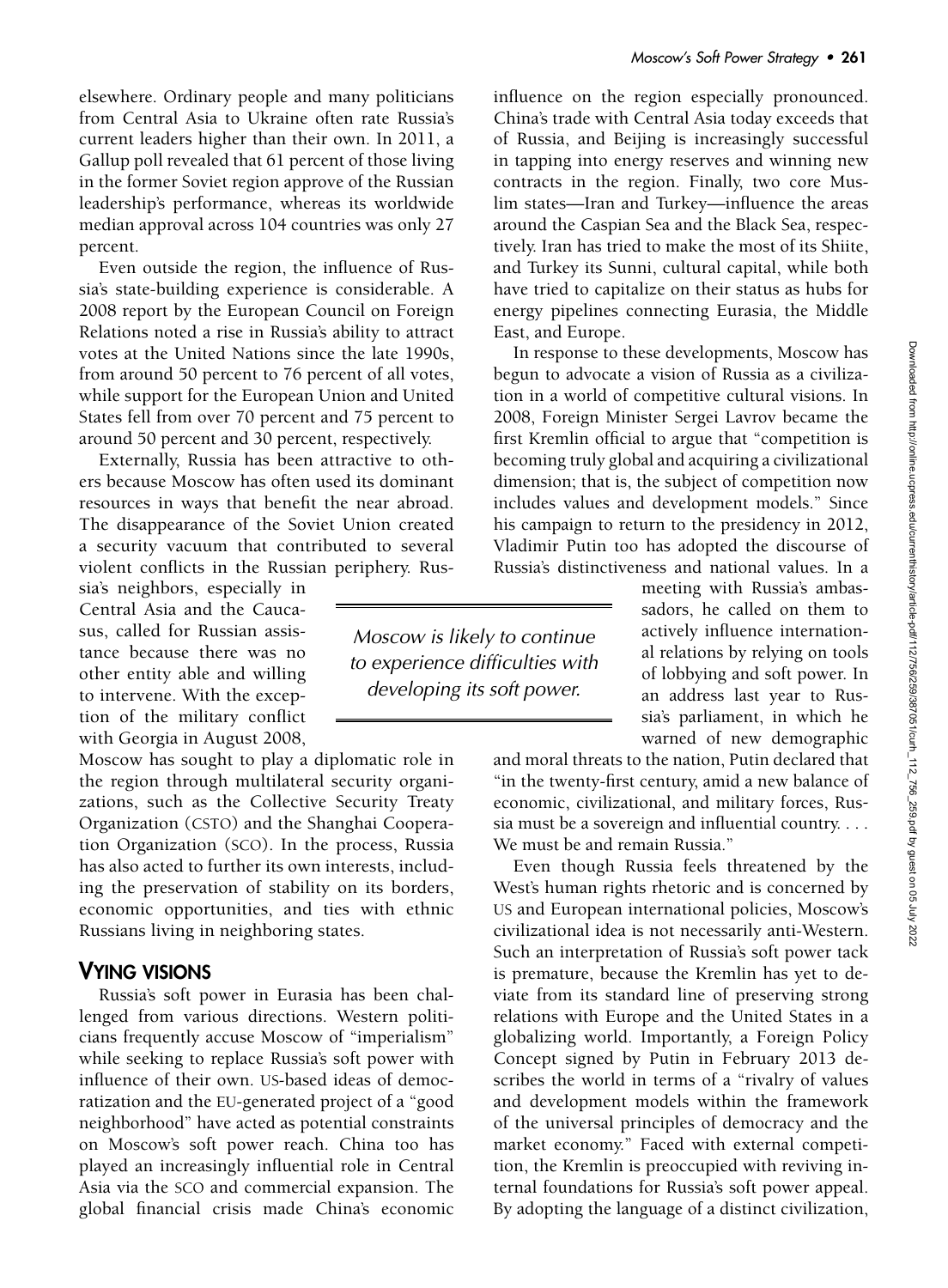elsewhere. Ordinary people and many politicians from Central Asia to Ukraine often rate Russia's current leaders higher than their own. In 2011, a Gallup poll revealed that 61 percent of those living in the former Soviet region approve of the Russian leadership's performance, whereas its worldwide median approval across 104 countries was only 27 percent.

Even outside the region, the influence of Russia's state-building experience is considerable. A 2008 report by the European Council on Foreign Relations noted a rise in Russia's ability to attract votes at the United Nations since the late 1990s, from around 50 percent to 76 percent of all votes, while support for the European Union and United States fell from over 70 percent and 75 percent to around 50 percent and 30 percent, respectively.

Externally, Russia has been attractive to others because Moscow has often used its dominant resources in ways that benefit the near abroad. The disappearance of the Soviet Union created a security vacuum that contributed to several violent conflicts in the Russian periphery. Russia's neighbors, especially in Central Asia and the Caucasus, called for Russian assistance because there was no other entity able and willing to intervene. With the exception of the military conflict with Georgia in August 2008, Moscow has sought to play a diplomatic role in the region through multilateral security organizations, such as the Collective Security Treaty Organization (CSTO) and the Shanghai Cooperation Organization (SCO). In the process, Russia has also acted to further its own interests, including the preservation of stability on its borders, economic opportunities, and ties with ethnic Russians living in neighboring states.

> *Moscow is likely to continue to experience difficulties with developing its soft power.*

## VYING VISIONS

Russia's soft power in Eurasia has been challenged from various directions. Western politicians frequently accuse Moscow of "imperialism" while seeking to replace Russia's soft power with influence of their own. US-based ideas of democratization and the EU-generated project of a "good neighborhood" have acted as potential constraints on Moscow's soft power reach. China too has played an increasingly influential role in Central Asia via the SCO and commercial expansion. The global financial crisis made China's economic influence on the region especially pronounced. China's trade with Central Asia today exceeds that of Russia, and Beijing is increasingly successful in tapping into energy reserves and winning new contracts in the region. Finally, two core Muslim states—Iran and Turkey—influence the areas around the Caspian Sea and the Black Sea, respectively. Iran has tried to make the most of its Shiite, and Turkey its Sunni, cultural capital, while both have tried to capitalize on their status as hubs for energy pipelines connecting Eurasia, the Middle East, and Europe.

In response to these developments, Moscow has begun to advocate a vision of Russia as a civilization in a world of competitive cultural visions. In 2008, Foreign Minister Sergei Lavrov became the first Kremlin official to argue that "competition is becoming truly global and acquiring a civilizational dimension; that is, the subject of competition now includes values and development models." Since his campaign to return to the presidency in 2012, Vladimir Putin too has adopted the discourse of Russia's distinctiveness and national values. In a meeting with Russia's ambassadors, he called on them to actively influence international relations by relying on tools of lobbying and soft power. In an address last year to Russia's parliament, in which he warned of new demographic and moral threats to the nation, Putin declared that "in the twenty-first century, amid a new balance of economic, civilizational, and military forces, Russia must be a sovereign and influential country. . . . We must be and remain Russia."

Even though Russia feels threatened by the West's human rights rhetoric and is concerned by US and European international policies, Moscow's civilizational idea is not necessarily anti-Western. Such an interpretation of Russia's soft power tack is premature, because the Kremlin has yet to deviate from its standard line of preserving strong relations with Europe and the United States in a globalizing world. Importantly, a Foreign Policy Concept signed by Putin in February 2013 describes the world in terms of a "rivalry of values and development models within the framework of the universal principles of democracy and the market economy." Faced with external competition, the Kremlin is preoccupied with reviving internal foundations for Russia's soft power appeal. By adopting the language of a distinct civilization,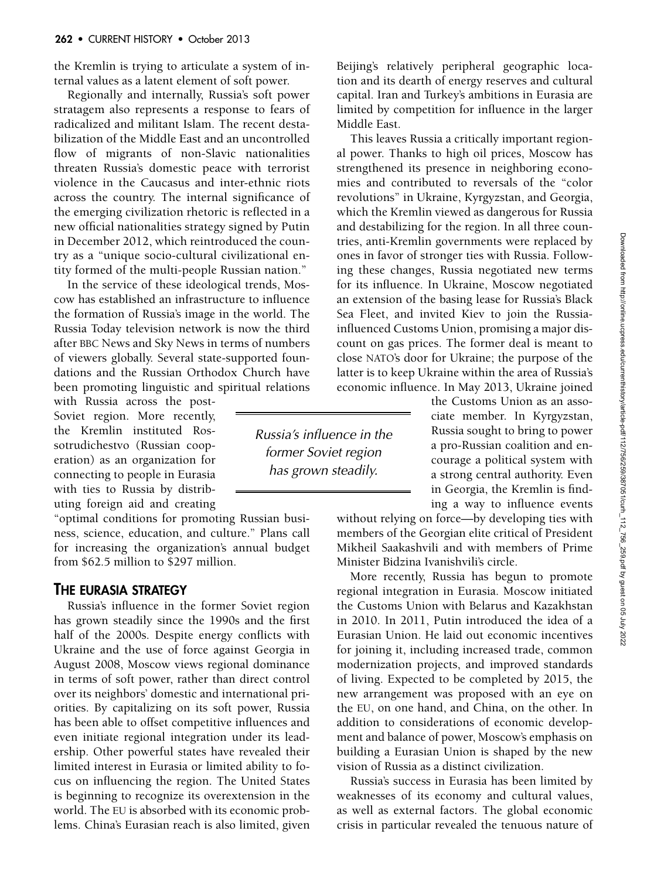the Kremlin is trying to articulate a system of internal values as a latent element of soft power.

Regionally and internally, Russia's soft power stratagem also represents a response to fears of radicalized and militant Islam. The recent destabilization of the Middle East and an uncontrolled flow of migrants of non-Slavic nationalities threaten Russia's domestic peace with terrorist violence in the Caucasus and inter-ethnic riots across the country. The internal significance of the emerging civilization rhetoric is reflected in a new official nationalities strategy signed by Putin in December 2012, which reintroduced the country as a "unique socio-cultural civilizational entity formed of the multi-people Russian nation."

In the service of these ideological trends, Moscow has established an infrastructure to influence the formation of Russia's image in the world. The Russia Today television network is now the third after BBC News and Sky News in terms of numbers of viewers globally. Several state-supported foundations and the Russian Orthodox Church have been promoting linguistic and spiritual relations with Russia across the post-Soviet region. More recently, the Kremlin instituted Rossotrudichestvo (Russian cooperation) as an organization for connecting to people in Eurasia with ties to Russia by distributing foreign aid and creating "optimal conditions for promoting Russian business, science, education, and culture." Plans call for increasing the organization's annual budget from $62.5 million to $297 million.

*Russia's influence in the former Soviet region has grown steadily.*

## THE EURASIA STRATEGY

Russia's influence in the former Soviet region has grown steadily since the 1990s and the first half of the 2000s. Despite energy conflicts with Ukraine and the use of force against Georgia in August 2008, Moscow views regional dominance in terms of soft power, rather than direct control over its neighbors' domestic and international priorities. By capitalizing on its soft power, Russia has been able to offset competitive influences and even initiate regional integration under its leadership. Other powerful states have revealed their limited interest in Eurasia or limited ability to focus on influencing the region. The United States is beginning to recognize its overextension in the world. The EU is absorbed with its economic problems. China's Eurasian reach is also limited, given Beijing's relatively peripheral geographic location and its dearth of energy reserves and cultural capital. Iran and Turkey's ambitions in Eurasia are limited by competition for influence in the larger Middle East.

This leaves Russia a critically important regional power. Thanks to high oil prices, Moscow has strengthened its presence in neighboring economies and contributed to reversals of the "color revolutions" in Ukraine, Kyrgyzstan, and Georgia, which the Kremlin viewed as dangerous for Russia and destabilizing for the region. In all three countries, anti-Kremlin governments were replaced by ones in favor of stronger ties with Russia. Following these changes, Russia negotiated new terms for its influence. In Ukraine, Moscow negotiated an extension of the basing lease for Russia's Black Sea Fleet, and invited Kiev to join the Russia-influenced Customs Union, promising a major discount on gas prices. The former deal is meant to close NATO's door for Ukraine; the purpose of the latter is to keep Ukraine within the area of Russia's economic influence. In May 2013, Ukraine joined the Customs Union as an associate member. In Kyrgyzstan, Russia sought to bring to power a pro-Russian coalition and encourage a political system with a strong central authority. Even in Georgia, the Kremlin is finding a way to influence events without relying on force—by developing ties with members of the Georgian elite critical of President Mikheil Saakashvili and with members of Prime Minister Bidzina Ivanishvili's circle.

More recently, Russia has begun to promote regional integration in Eurasia. Moscow initiated the Customs Union with Belarus and Kazakhstan in 2010. In 2011, Putin introduced the idea of a Eurasian Union. He laid out economic incentives for joining it, including increased trade, common modernization projects, and improved standards of living. Expected to be completed by 2015, the new arrangement was proposed with an eye on the EU, on one hand, and China, on the other. In addition to considerations of economic development and balance of power, Moscow's emphasis on building a Eurasian Union is shaped by the new vision of Russia as a distinct civilization.

Russia's success in Eurasia has been limited by weaknesses of its economy and cultural values, as well as external factors. The global economic crisis in particular revealed the tenuous nature of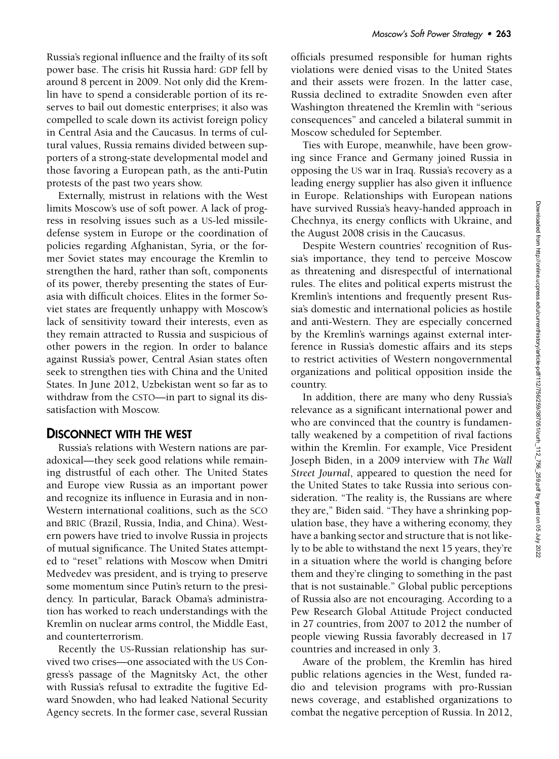Russia's regional influence and the frailty of its soft power base. The crisis hit Russia hard: GDP fell by around 8 percent in 2009. Not only did the Kremlin have to spend a considerable portion of its reserves to bail out domestic enterprises; it also was compelled to scale down its activist foreign policy in Central Asia and the Caucasus. In terms of cultural values, Russia remains divided between supporters of a strong-state developmental model and those favoring a European path, as the anti-Putin protests of the past two years show.

Externally, mistrust in relations with the West limits Moscow's use of soft power. A lack of progress in resolving issues such as a US-led missile-defense system in Europe or the coordination of policies regarding Afghanistan, Syria, or the former Soviet states may encourage the Kremlin to strengthen the hard, rather than soft, components of its power, thereby presenting the states of Eurasia with difficult choices. Elites in the former Soviet states are frequently unhappy with Moscow's lack of sensitivity toward their interests, even as they remain attracted to Russia and suspicious of other powers in the region. In order to balance against Russia's power, Central Asian states often seek to strengthen ties with China and the United States. In June 2012, Uzbekistan went so far as to withdraw from the CSTO—in part to signal its dissatisfaction with Moscow.

## Disconnect with the West

Russia's relations with Western nations are paradoxical—they seek good relations while remaining distrustful of each other. The United States and Europe view Russia as an important power and recognize its influence in Eurasia and in non-Western international coalitions, such as the SCO and BRIC (Brazil, Russia, India, and China). Western powers have tried to involve Russia in projects of mutual significance. The United States attempted to "reset" relations with Moscow when Dmitri Medvedev was president, and is trying to preserve some momentum since Putin's return to the presidency. In particular, Barack Obama's administration has worked to reach understandings with the Kremlin on nuclear arms control, the Middle East, and counterterrorism.

Recently the US-Russian relationship has survived two crises—one associated with the US Congress's passage of the Magnitsky Act, the other with Russia's refusal to extradite the fugitive Edward Snowden, who had leaked National Security Agency secrets. In the former case, several Russian officials presumed responsible for human rights violations were denied visas to the United States and their assets were frozen. In the latter case, Russia declined to extradite Snowden even after Washington threatened the Kremlin with "serious consequences" and canceled a bilateral summit in Moscow scheduled for September.

Ties with Europe, meanwhile, have been growing since France and Germany joined Russia in opposing the US war in Iraq. Russia's recovery as a leading energy supplier has also given it influence in Europe. Relationships with European nations have survived Russia's heavy-handed approach in Chechnya, its energy conflicts with Ukraine, and the August 2008 crisis in the Caucasus.

Despite Western countries' recognition of Russia's importance, they tend to perceive Moscow as threatening and disrespectful of international rules. The elites and political experts mistrust the Kremlin's intentions and frequently present Russia's domestic and international policies as hostile and anti-Western. They are especially concerned by the Kremlin's warnings against external interference in Russia's domestic affairs and its steps to restrict activities of Western nongovernmental organizations and political opposition inside the country.

In addition, there are many who deny Russia's relevance as a significant international power and who are convinced that the country is fundamentally weakened by a competition of rival factions within the Kremlin. For example, Vice President Joseph Biden, in a 2009 interview with *The Wall Street Journal*, appeared to question the need for the United States to take Russia into serious consideration. "The reality is, the Russians are where they are," Biden said. "They have a shrinking population base, they have a withering economy, they have a banking sector and structure that is not likely to be able to withstand the next 15 years, they're in a situation where the world is changing before them and they're clinging to something in the past that is not sustainable." Global public perceptions of Russia also are not encouraging. According to a Pew Research Global Attitude Project conducted in 27 countries, from 2007 to 2012 the number of people viewing Russia favorably decreased in 17 countries and increased in only 3.

Aware of the problem, the Kremlin has hired public relations agencies in the West, funded radio and television programs with pro-Russian news coverage, and established organizations to combat the negative perception of Russia. In 2012,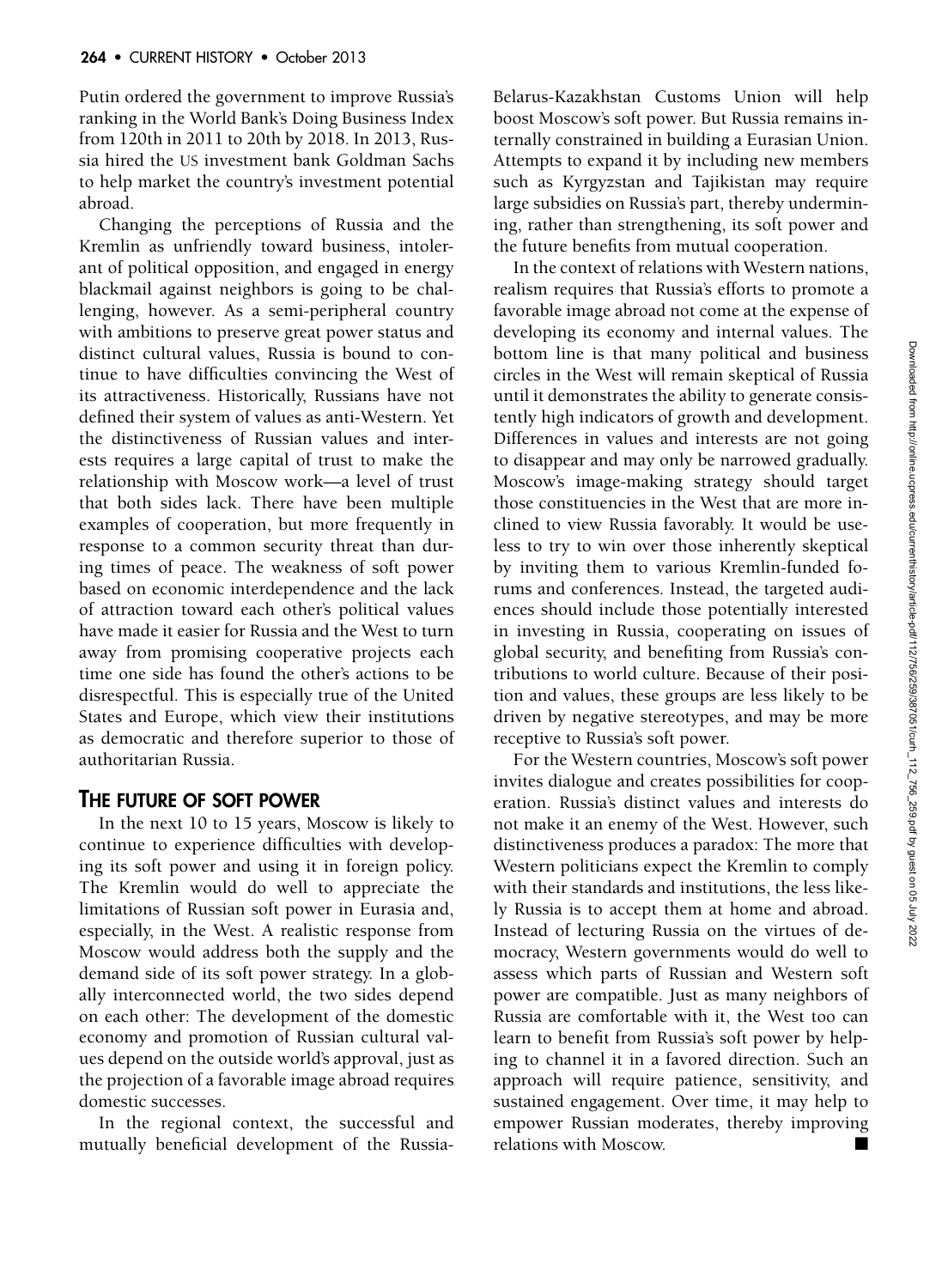Putin ordered the government to improve Russia's ranking in the World Bank's Doing Business Index from 120th in 2011 to 20th by 2018. In 2013, Russia hired the US investment bank Goldman Sachs to help market the country's investment potential abroad.

Changing the perceptions of Russia and the Kremlin as unfriendly toward business, intolerant of political opposition, and engaged in energy blackmail against neighbors is going to be challenging, however. As a semi-peripheral country with ambitions to preserve great power status and distinct cultural values, Russia is bound to continue to have difficulties convincing the West of its attractiveness. Historically, Russians have not defined their system of values as anti-Western. Yet the distinctiveness of Russian values and interests requires a large capital of trust to make the relationship with Moscow work—a level of trust that both sides lack. There have been multiple examples of cooperation, but more frequently in response to a common security threat than during times of peace. The weakness of soft power based on economic interdependence and the lack of attraction toward each other's political values have made it easier for Russia and the West to turn away from promising cooperative projects each time one side has found the other's actions to be disrespectful. This is especially true of the United States and Europe, which view their institutions as democratic and therefore superior to those of authoritarian Russia.

## The future of soft power

In the next 10 to 15 years, Moscow is likely to continue to experience difficulties with developing its soft power and using it in foreign policy. The Kremlin would do well to appreciate the limitations of Russian soft power in Eurasia and, especially, in the West. A realistic response from Moscow would address both the supply and the demand side of its soft power strategy. In a globally interconnected world, the two sides depend on each other: The development of the domestic economy and promotion of Russian cultural values depend on the outside world's approval, just as the projection of a favorable image abroad requires domestic successes.

In the regional context, the successful and mutually beneficial development of the Russia-Belarus-Kazakhstan Customs Union will help boost Moscow's soft power. But Russia remains internally constrained in building a Eurasian Union. Attempts to expand it by including new members such as Kyrgyzstan and Tajikistan may require large subsidies on Russia's part, thereby undermining, rather than strengthening, its soft power and the future benefits from mutual cooperation.

In the context of relations with Western nations, realism requires that Russia's efforts to promote a favorable image abroad not come at the expense of developing its economy and internal values. The bottom line is that many political and business circles in the West will remain skeptical of Russia until it demonstrates the ability to generate consistently high indicators of growth and development. Differences in values and interests are not going to disappear and may only be narrowed gradually. Moscow's image-making strategy should target those constituencies in the West that are more inclined to view Russia favorably. It would be useless to try to win over those inherently skeptical by inviting them to various Kremlin-funded forums and conferences. Instead, the targeted audiences should include those potentially interested in investing in Russia, cooperating on issues of global security, and benefiting from Russia's contributions to world culture. Because of their position and values, these groups are less likely to be driven by negative stereotypes, and may be more receptive to Russia's soft power.

For the Western countries, Moscow's soft power invites dialogue and creates possibilities for cooperation. Russia's distinct values and interests do not make it an enemy of the West. However, such distinctiveness produces a paradox: The more that Western politicians expect the Kremlin to comply with their standards and institutions, the less likely Russia is to accept them at home and abroad. Instead of lecturing Russia on the virtues of democracy, Western governments would do well to assess which parts of Russian and Western soft power are compatible. Just as many neighbors of Russia are comfortable with it, the West too can learn to benefit from Russia's soft power by helping to channel it in a favored direction. Such an approach will require patience, sensitivity, and sustained engagement. Over time, it may help to empower Russian moderates, thereby improving relations with Moscow. ■